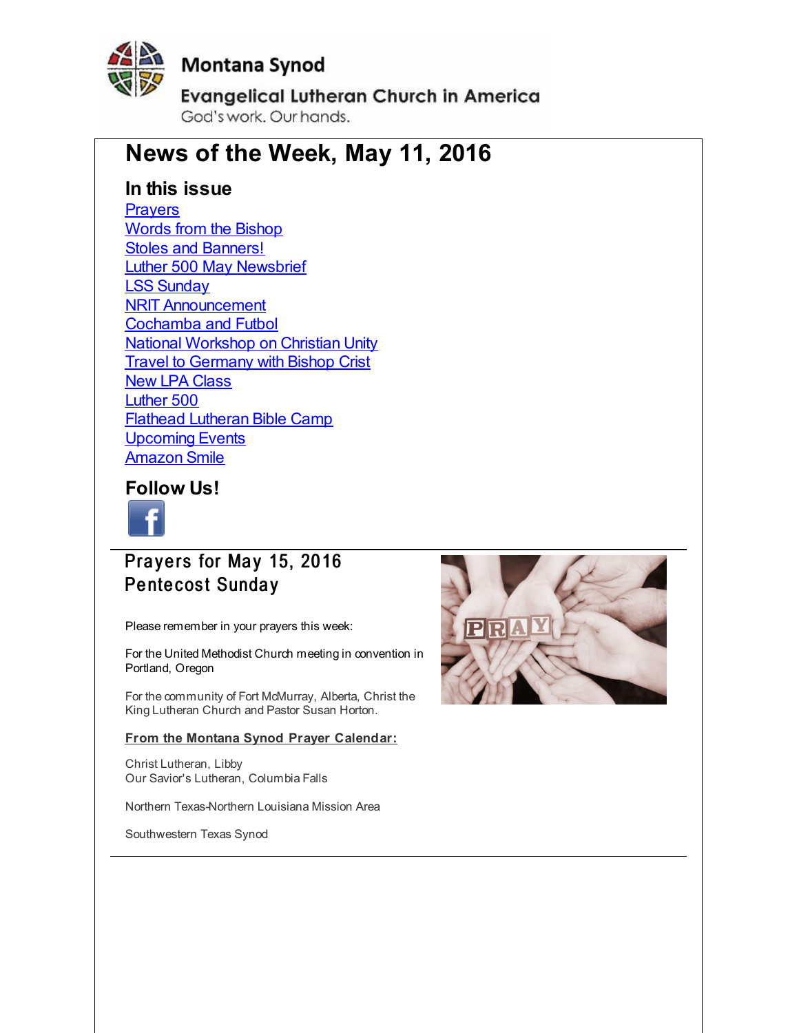Montana Synod

Evangelical Lutheran Church in America

God's work. Our hands.

# News of the Week, May 11, 2016

## In this issue

Prayers
Words from the Bishop
Stoles and Banners!
Luther 500 May Newsbrief
LSS Sunday
NRIT Announcement
Cochamba and Futbol
National Workshop on Christian Unity
Travel to Germany with Bishop Crist
New LPA Class
Luther 500
Flathead Lutheran Bible Camp
Upcoming Events
Amazon Smile

## Follow Us!

## Prayers for May 15, 2016
## Pentecost Sunday

Please remember in your prayers this week:

For the United Methodist Church meeting in convention in Portland, Oregon

For the community of Fort McMurray, Alberta, Christ the King Lutheran Church and Pastor Susan Horton.

**From the Montana Synod Prayer Calendar:**

Christ Lutheran, Libby
Our Savior's Lutheran, Columbia Falls

Northern Texas-Northern Louisiana Mission Area

Southwestern Texas Synod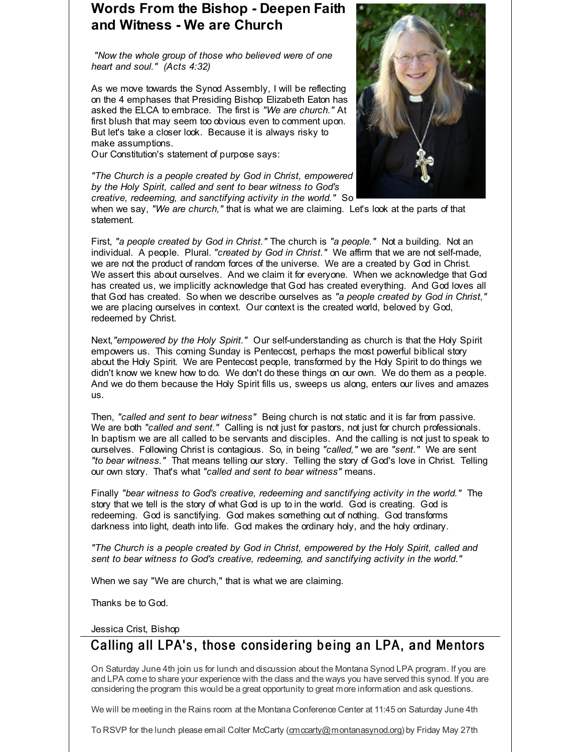## Words From the Bishop - Deepen Faith and Witness - We are Church

*"Now the whole group of those who believed were of one heart and soul." (Acts 4:32)*

As we move towards the Synod Assembly, I will be reflecting on the 4 emphases that Presiding Bishop Elizabeth Eaton has asked the ELCA to embrace. The first is *"We are church."* At first blush that may seem too obvious even to comment upon. But let's take a closer look. Because it is always risky to make assumptions.
Our Constitution's statement of purpose says:

*"The Church is a people created by God in Christ, empowered by the Holy Spirit, called and sent to bear witness to God's creative, redeeming, and sanctifying activity in the world."* So when we say, *"We are church,"* that is what we are claiming. Let's look at the parts of that statement.

First, *"a people created by God in Christ."* The church is *"a people."* Not a building. Not an individual. A people. Plural. *"created by God in Christ."* We affirm that we are not self-made, we are not the product of random forces of the universe. We are a created by God in Christ. We assert this about ourselves. And we claim it for everyone. When we acknowledge that God has created us, we implicitly acknowledge that God has created everything. And God loves all that God has created. So when we describe ourselves as *"a people created by God in Christ,"* we are placing ourselves in context. Our context is the created world, beloved by God, redeemed by Christ.

Next,*"empowered by the Holy Spirit."* Our self-understanding as church is that the Holy Spirit empowers us. This coming Sunday is Pentecost, perhaps the most powerful biblical story about the Holy Spirit. We are Pentecost people, transformed by the Holy Spirit to do things we didn't know we knew how to do. We don't do these things on our own. We do them as a people. And we do them because the Holy Spirit fills us, sweeps us along, enters our lives and amazes us.

Then, *"called and sent to bear witness"* Being church is not static and it is far from passive. We are both *"called and sent."* Calling is not just for pastors, not just for church professionals. In baptism we are all called to be servants and disciples. And the calling is not just to speak to ourselves. Following Christ is contagious. So, in being *"called,"* we are *"sent."* We are sent *"to bear witness."* That means telling our story. Telling the story of God's love in Christ. Telling our own story. That's what *"called and sent to bear witness"* means.

Finally *"bear witness to God's creative, redeeming and sanctifying activity in the world."* The story that we tell is the story of what God is up to in the world. God is creating. God is redeeming. God is sanctifying. God makes something out of nothing. God transforms darkness into light, death into life. God makes the ordinary holy, and the holy ordinary.

*"The Church is a people created by God in Christ, empowered by the Holy Spirit, called and sent to bear witness to God's creative, redeeming, and sanctifying activity in the world."*

When we say "We are church," that is what we are claiming.

Thanks be to God.

Jessica Crist, Bishop

## Calling all LPA's, those considering being an LPA, and Mentors

On Saturday June 4th join us for lunch and discussion about the Montana Synod LPA program. If you are and LPA come to share your experience with the class and the ways you have served this synod. If you are considering the program this would be a great opportunity to great more information and ask questions.

We will be meeting in the Rains room at the Montana Conference Center at 11:45 on Saturday June 4th

To RSVP for the lunch please email Colter McCarty (cmccarty@montanasynod.org) by Friday May 27th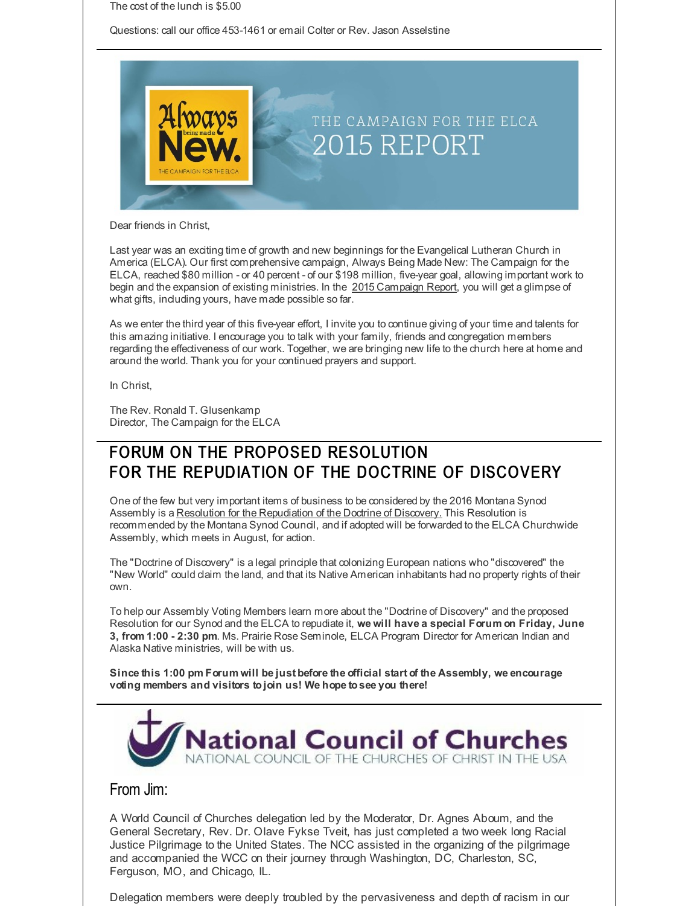The cost of the lunch is $5.00

Questions: call our office 453-1461 or email Colter or Rev. Jason Asselstine

---

Always being made New. THE CAMPAIGN FOR THE ELCA

THE CAMPAIGN FOR THE ELCA 2015 REPORT

Dear friends in Christ,

Last year was an exciting time of growth and new beginnings for the Evangelical Lutheran Church in America (ELCA). Our first comprehensive campaign, Always Being Made New: The Campaign for the ELCA, reached $80 million - or 40 percent - of our $198 million, five-year goal, allowing important work to begin and the expansion of existing ministries. In the 2015 Campaign Report, you will get a glimpse of what gifts, including yours, have made possible so far.

As we enter the third year of this five-year effort, I invite you to continue giving of your time and talents for this amazing initiative. I encourage you to talk with your family, friends and congregation members regarding the effectiveness of our work. Together, we are bringing new life to the church here at home and around the world. Thank you for your continued prayers and support.

In Christ,

The Rev. Ronald T. Glusenkamp
Director, The Campaign for the ELCA

---

## FORUM ON THE PROPOSED RESOLUTION FOR THE REPUDIATION OF THE DOCTRINE OF DISCOVERY

One of the few but very important items of business to be considered by the 2016 Montana Synod Assembly is a Resolution for the Repudiation of the Doctrine of Discovery. This Resolution is recommended by the Montana Synod Council, and if adopted will be forwarded to the ELCA Churchwide Assembly, which meets in August, for action.

The "Doctrine of Discovery" is a legal principle that colonizing European nations who "discovered" the "New World" could claim the land, and that its Native American inhabitants had no property rights of their own.

To help our Assembly Voting Members learn more about the "Doctrine of Discovery" and the proposed Resolution for our Synod and the ELCA to repudiate it, **we will have a special Forum on Friday, June 3, from 1:00 - 2:30 pm**. Ms. Prairie Rose Seminole, ELCA Program Director for American Indian and Alaska Native ministries, will be with us.

**Since this 1:00 pm Forum will be just before the official start of the Assembly, we encourage voting members and visitors to join us! We hope to see you there!**

---

National Council of Churches
NATIONAL COUNCIL OF THE CHURCHES OF CHRIST IN THE USA

## From Jim:

A World Council of Churches delegation led by the Moderator, Dr. Agnes Aboum, and the General Secretary, Rev. Dr. Olave Fykse Tveit, has just completed a two week long Racial Justice Pilgrimage to the United States. The NCC assisted in the organizing of the pilgrimage and accompanied the WCC on their journey through Washington, DC, Charleston, SC, Ferguson, MO, and Chicago, IL.

Delegation members were deeply troubled by the pervasiveness and depth of racism in our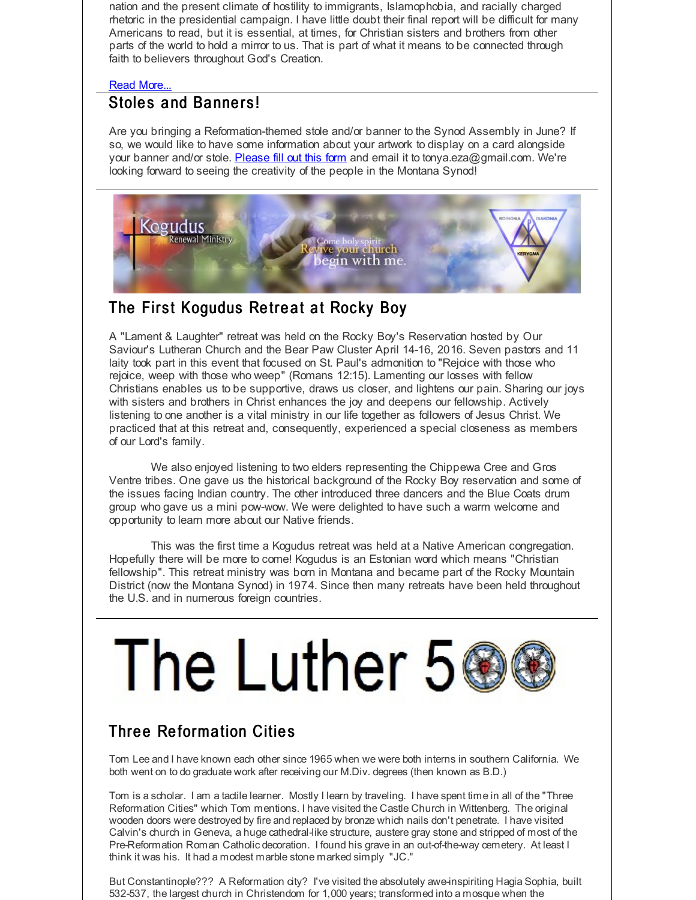nation and the present climate of hostility to immigrants, Islamophobia, and racially charged rhetoric in the presidential campaign. I have little doubt their final report will be difficult for many Americans to read, but it is essential, at times, for Christian sisters and brothers from other parts of the world to hold a mirror to us. That is part of what it means to be connected through faith to believers throughout God's Creation.

Read More...

## Stoles and Banners!

Are you bringing a Reformation-themed stole and/or banner to the Synod Assembly in June? If so, we would like to have some information about your artwork to display on a card alongside your banner and/or stole. Please fill out this form and email it to tonya.eza@gmail.com. We're looking forward to seeing the creativity of the people in the Montana Synod!

Kogudus Renewal Ministry

Come holy spirit Revive your church begin with me.

KOINONIA DIAKONIA KERYGMA

## The First Kogudus Retreat at Rocky Boy

A "Lament & Laughter" retreat was held on the Rocky Boy's Reservation hosted by Our Saviour's Lutheran Church and the Bear Paw Cluster April 14-16, 2016. Seven pastors and 11 laity took part in this event that focused on St. Paul's admonition to "Rejoice with those who rejoice, weep with those who weep" (Romans 12:15). Lamenting our losses with fellow Christians enables us to be supportive, draws us closer, and lightens our pain. Sharing our joys with sisters and brothers in Christ enhances the joy and deepens our fellowship. Actively listening to one another is a vital ministry in our life together as followers of Jesus Christ. We practiced that at this retreat and, consequently, experienced a special closeness as members of our Lord's family.

We also enjoyed listening to two elders representing the Chippewa Cree and Gros Ventre tribes. One gave us the historical background of the Rocky Boy reservation and some of the issues facing Indian country. The other introduced three dancers and the Blue Coats drum group who gave us a mini pow-wow. We were delighted to have such a warm welcome and opportunity to learn more about our Native friends.

This was the first time a Kogudus retreat was held at a Native American congregation. Hopefully there will be more to come! Kogudus is an Estonian word which means "Christian fellowship". This retreat ministry was born in Montana and became part of the Rocky Mountain District (now the Montana Synod) in 1974. Since then many retreats have been held throughout the U.S. and in numerous foreign countries.

# The Luther 500

## Three Reformation Cities

Tom Lee and I have known each other since 1965 when we were both interns in southern California. We both went on to do graduate work after receiving our M.Div. degrees (then known as B.D.)

Tom is a scholar. I am a tactile learner. Mostly I learn by traveling. I have spent time in all of the "Three Reformation Cities" which Tom mentions. I have visited the Castle Church in Wittenberg. The original wooden doors were destroyed by fire and replaced by bronze which nails don't penetrate. I have visited Calvin's church in Geneva, a huge cathedral-like structure, austere gray stone and stripped of most of the Pre-Reformation Roman Catholic decoration. I found his grave in an out-of-the-way cemetery. At least I think it was his. It had a modest marble stone marked simply "JC."

But Constantinople??? A Reformation city? I've visited the absolutely awe-inspiring Hagia Sophia, built 532-537, the largest church in Christendom for 1,000 years; transformed into a mosque when the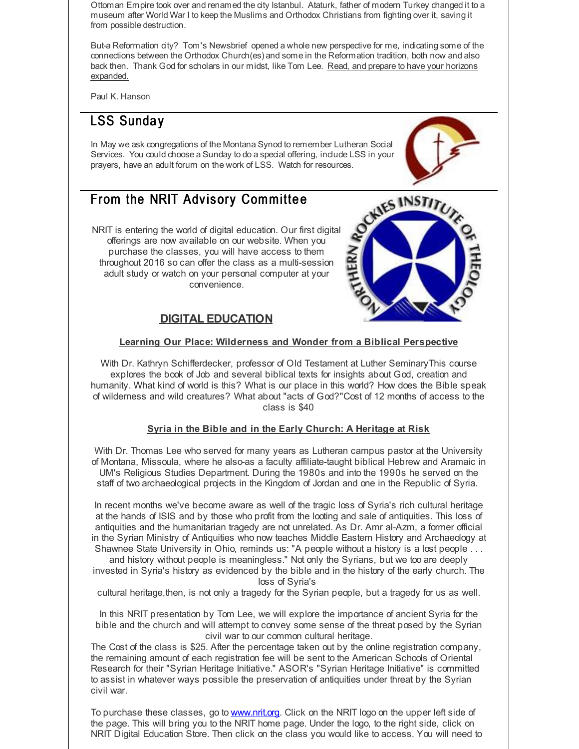Ottoman Empire took over and renamed the city Istanbul. Ataturk, father of modern Turkey changed it to a museum after World War I to keep the Muslims and Orthodox Christians from fighting over it, saving it from possible destruction.

But-a Reformation city? Tom's Newsbrief opened a whole new perspective for me, indicating some of the connections between the Orthodox Church(es) and some in the Reformation tradition, both now and also back then. Thank God for scholars in our midst, like Tom Lee. Read, and prepare to have your horizons expanded.

Paul K. Hanson

## LSS Sunday

In May we ask congregations of the Montana Synod to remember Lutheran Social Services. You could choose a Sunday to do a special offering, include LSS in your prayers, have an adult forum on the work of LSS. Watch for resources.

## From the NRIT Advisory Committee

NRIT is entering the world of digital education. Our first digital offerings are now available on our website. When you purchase the classes, you will have access to them throughout 2016 so can offer the class as a multi-session adult study or watch on your personal computer at your convenience.

### DIGITAL EDUCATION

**Learning Our Place: Wilderness and Wonder from a Biblical Perspective**

With Dr. Kathryn Schifferdecker, professor of Old Testament at Luther SeminaryThis course explores the book of Job and several biblical texts for insights about God, creation and humanity. What kind of world is this? What is our place in this world? How does the Bible speak of wilderness and wild creatures? What about "acts of God?"Cost of 12 months of access to the class is $40

**Syria in the Bible and in the Early Church: A Heritage at Risk**

With Dr. Thomas Lee who served for many years as Lutheran campus pastor at the University of Montana, Missoula, where he also-as a faculty affiliate-taught biblical Hebrew and Aramaic in UM's Religious Studies Department. During the 1980s and into the 1990s he served on the staff of two archaeological projects in the Kingdom of Jordan and one in the Republic of Syria.

In recent months we've become aware as well of the tragic loss of Syria's rich cultural heritage at the hands of ISIS and by those who profit from the looting and sale of antiquities. This loss of antiquities and the humanitarian tragedy are not unrelated. As Dr. Amr al-Azm, a former official in the Syrian Ministry of Antiquities who now teaches Middle Eastern History and Archaeology at Shawnee State University in Ohio, reminds us: "A people without a history is a lost people . . . and history without people is meaningless." Not only the Syrians, but we too are deeply invested in Syria's history as evidenced by the bible and in the history of the early church. The loss of Syria's cultural heritage,then, is not only a tragedy for the Syrian people, but a tragedy for us as well.

In this NRIT presentation by Tom Lee, we will explore the importance of ancient Syria for the bible and the church and will attempt to convey some sense of the threat posed by the Syrian civil war to our common cultural heritage.
The Cost of the class is $25. After the percentage taken out by the online registration company, the remaining amount of each registration fee will be sent to the American Schools of Oriental Research for their "Syrian Heritage Initiative." ASOR's "Syrian Heritage Initiative" is committed to assist in whatever ways possible the preservation of antiquities under threat by the Syrian civil war.

To purchase these classes, go to www.nrit.org. Click on the NRIT logo on the upper left side of the page. This will bring you to the NRIT home page. Under the logo, to the right side, click on NRIT Digital Education Store. Then click on the class you would like to access. You will need to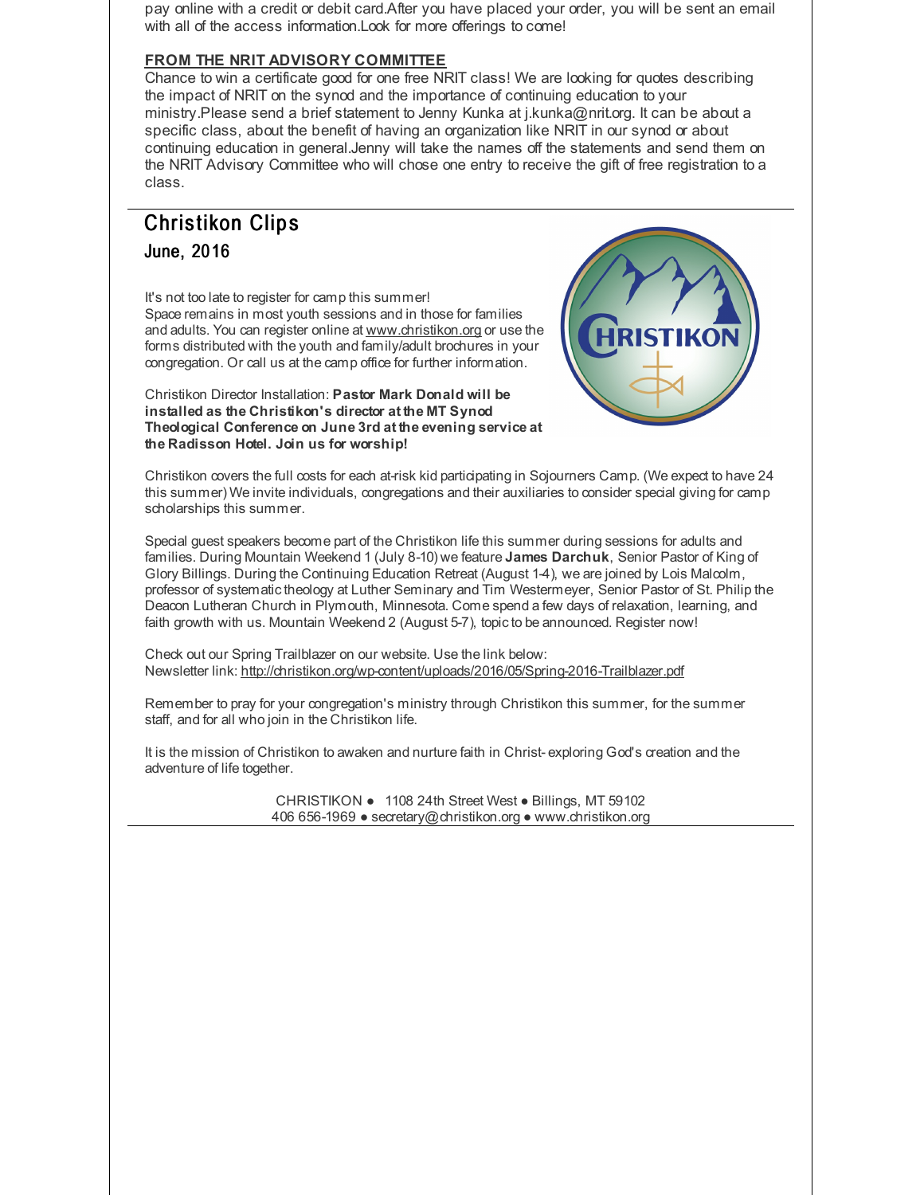pay online with a credit or debit card.After you have placed your order, you will be sent an email with all of the access information.Look for more offerings to come!

**FROM THE NRIT ADVISORY COMMITTEE**

Chance to win a certificate good for one free NRIT class! We are looking for quotes describing the impact of NRIT on the synod and the importance of continuing education to your ministry.Please send a brief statement to Jenny Kunka at j.kunka@nrit.org. It can be about a specific class, about the benefit of having an organization like NRIT in our synod or about continuing education in general.Jenny will take the names off the statements and send them on the NRIT Advisory Committee who will chose one entry to receive the gift of free registration to a class.

## Christikon Clips

### June, 2016

It's not too late to register for camp this summer!
Space remains in most youth sessions and in those for families and adults. You can register online at www.christikon.org or use the forms distributed with the youth and family/adult brochures in your congregation. Or call us at the camp office for further information.

Christikon Director Installation: **Pastor Mark Donald will be installed as the Christikon's director at the MT Synod Theological Conference on June 3rd at the evening service at the Radisson Hotel. Join us for worship!**

Christikon covers the full costs for each at-risk kid participating in Sojourners Camp. (We expect to have 24 this summer) We invite individuals, congregations and their auxiliaries to consider special giving for camp scholarships this summer.

Special guest speakers become part of the Christikon life this summer during sessions for adults and families. During Mountain Weekend 1 (July 8-10) we feature **James Darchuk**, Senior Pastor of King of Glory Billings. During the Continuing Education Retreat (August 1-4), we are joined by Lois Malcolm, professor of systematic theology at Luther Seminary and Tim Westermeyer, Senior Pastor of St. Philip the Deacon Lutheran Church in Plymouth, Minnesota. Come spend a few days of relaxation, learning, and faith growth with us. Mountain Weekend 2 (August 5-7), topic to be announced. Register now!

Check out our Spring Trailblazer on our website. Use the link below:
Newsletter link: http://christikon.org/wp-content/uploads/2016/05/Spring-2016-Trailblazer.pdf

Remember to pray for your congregation's ministry through Christikon this summer, for the summer staff, and for all who join in the Christikon life.

It is the mission of Christikon to awaken and nurture faith in Christ- exploring God's creation and the adventure of life together.

CHRISTIKON ● 1108 24th Street West ● Billings, MT 59102
406 656-1969 ● secretary@christikon.org ● www.christikon.org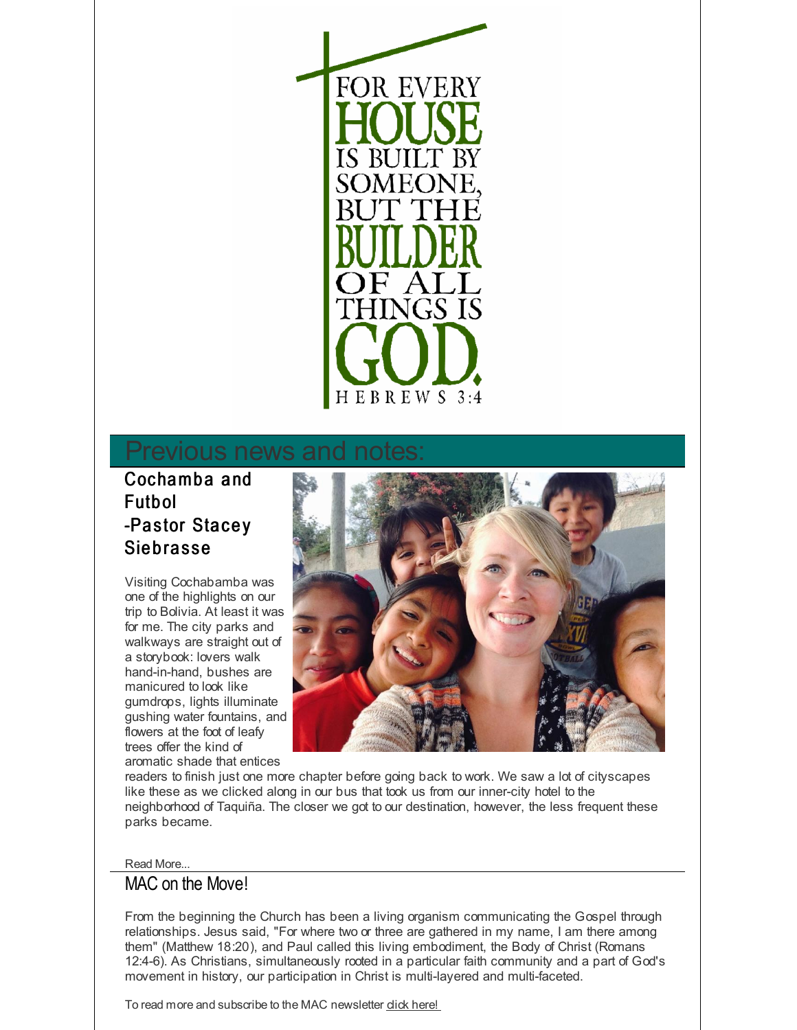FOR EVERY HOUSE IS BUILT BY SOMEONE, BUT THE BUILDER OF ALL THINGS IS GOD.

HEBREWS 3:4

## Previous news and notes:

### Cochamba and Futbol -Pastor Stacey Siebrasse

Visiting Cochababmba was one of the highlights on our trip to Bolivia. At least it was for me. The city parks and walkways are straight out of a storybook: lovers walk hand-in-hand, bushes are manicured to look like gumdrops, lights illuminate gushing water fountains, and flowers at the foot of leafy trees offer the kind of aromatic shade that entices readers to finish just one more chapter before going back to work. We saw a lot of cityscapes like these as we clicked along in our bus that took us from our inner-city hotel to the neighborhood of Taquiña. The closer we got to our destination, however, the less frequent these parks became.

Read More...

### MAC on the Move!

From the beginning the Church has been a living organism communicating the Gospel through relationships. Jesus said, "For where two or three are gathered in my name, I am there among them" (Matthew 18:20), and Paul called this living embodiment, the Body of Christ (Romans 12:4-6). As Christians, simultaneously rooted in a particular faith community and a part of God's movement in history, our participation in Christ is multi-layered and multi-faceted.

To read more and subscribe to the MAC newsletter click here!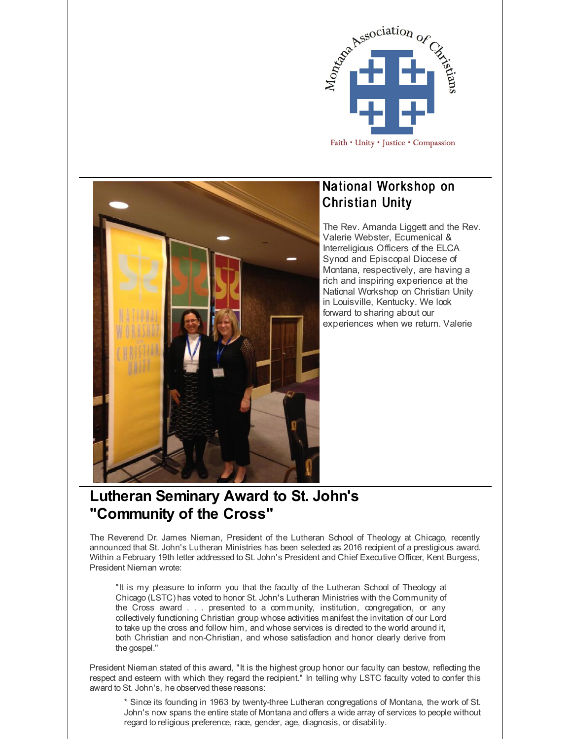Montana Association of Christians

Faith • Unity • Justice • Compassion

## National Workshop on Christian Unity

The Rev. Amanda Liggett and the Rev. Valerie Webster, Ecumenical & Interreligious Officers of the ELCA Synod and Episcopal Diocese of Montana, respectively, are having a rich and inspiring experience at the National Workshop on Christian Unity in Louisville, Kentucky. We look forward to sharing about our experiences when we return. Valerie

## Lutheran Seminary Award to St. John's "Community of the Cross"

The Reverend Dr. James Nieman, President of the Lutheran School of Theology at Chicago, recently announced that St. John's Lutheran Ministries has been selected as 2016 recipient of a prestigious award. Within a February 19th letter addressed to St. John's President and Chief Executive Officer, Kent Burgess, President Nieman wrote:

> "It is my pleasure to inform you that the faculty of the Lutheran School of Theology at Chicago (LSTC) has voted to honor St. John's Lutheran Ministries with the Community of the Cross award . . . presented to a community, institution, congregation, or any collectively functioning Christian group whose activities manifest the invitation of our Lord to take up the cross and follow him, and whose services is directed to the world around it, both Christian and non-Christian, and whose satisfaction and honor clearly derive from the gospel."

President Nieman stated of this award, "It is the highest group honor our faculty can bestow, reflecting the respect and esteem with which they regard the recipient." In telling why LSTC faculty voted to confer this award to St. John's, he observed these reasons:

> * Since its founding in 1963 by twenty-three Lutheran congregations of Montana, the work of St. John's now spans the entire state of Montana and offers a wide array of services to people without regard to religious preference, race, gender, age, diagnosis, or disability.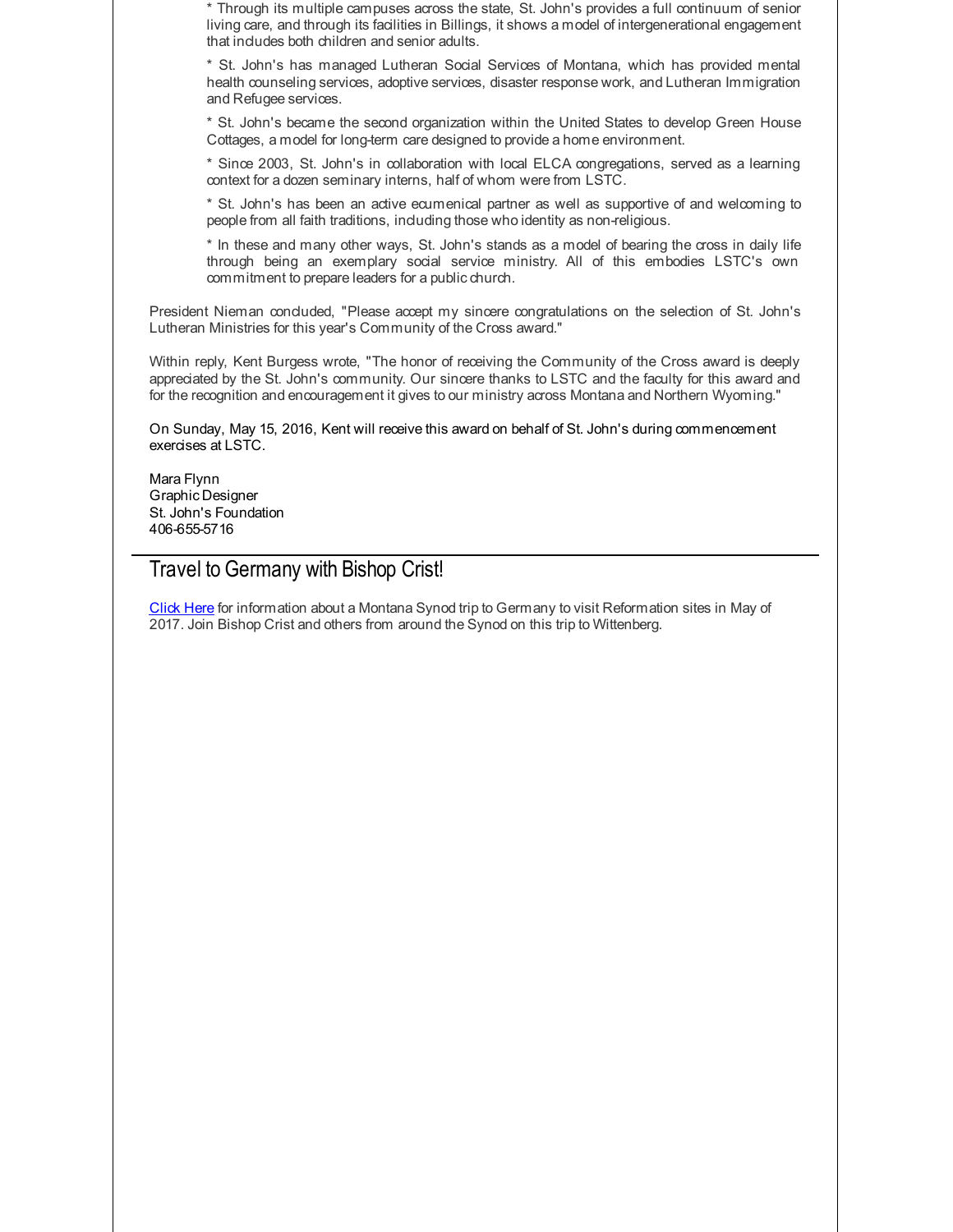* Through its multiple campuses across the state, St. John's provides a full continuum of senior living care, and through its facilities in Billings, it shows a model of intergenerational engagement that includes both children and senior adults.

* St. John's has managed Lutheran Social Services of Montana, which has provided mental health counseling services, adoptive services, disaster response work, and Lutheran Immigration and Refugee services.

* St. John's became the second organization within the United States to develop Green House Cottages, a model for long-term care designed to provide a home environment.

* Since 2003, St. John's in collaboration with local ELCA congregations, served as a learning context for a dozen seminary interns, half of whom were from LSTC.

* St. John's has been an active ecumenical partner as well as supportive of and welcoming to people from all faith traditions, including those who identity as non-religious.

* In these and many other ways, St. John's stands as a model of bearing the cross in daily life through being an exemplary social service ministry. All of this embodies LSTC's own commitment to prepare leaders for a public church.

President Nieman concluded, "Please accept my sincere congratulations on the selection of St. John's Lutheran Ministries for this year's Community of the Cross award."

Within reply, Kent Burgess wrote, "The honor of receiving the Community of the Cross award is deeply appreciated by the St. John's community. Our sincere thanks to LSTC and the faculty for this award and for the recognition and encouragement it gives to our ministry across Montana and Northern Wyoming."

On Sunday, May 15, 2016, Kent will receive this award on behalf of St. John's during commencement exercises at LSTC.

Mara Flynn
Graphic Designer
St. John's Foundation
406-655-5716

## Travel to Germany with Bishop Crist!

Click Here for information about a Montana Synod trip to Germany to visit Reformation sites in May of 2017. Join Bishop Crist and others from around the Synod on this trip to Wittenberg.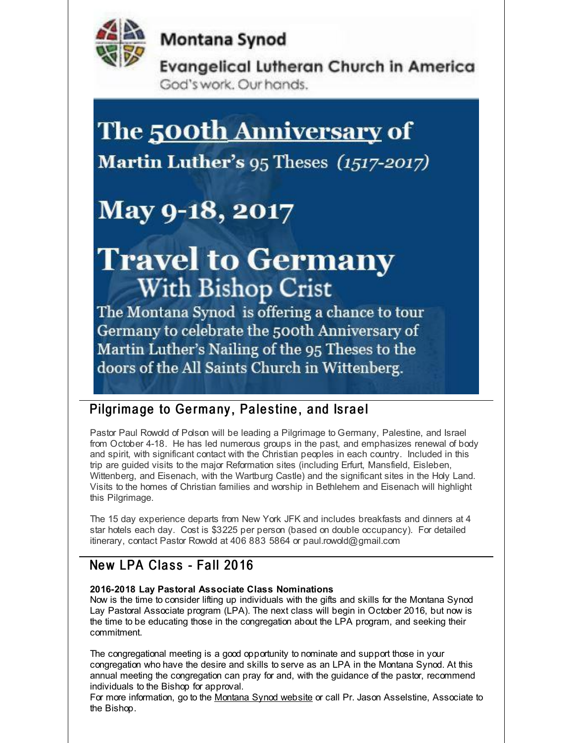**Montana Synod**

**Evangelical Lutheran Church in America**

God's work. Our hands.

# The 500th Anniversary of

## Martin Luther's 95 Theses *(1517-2017)*

# May 9-18, 2017

# Travel to Germany

## With Bishop Crist

The Montana Synod is offering a chance to tour Germany to celebrate the 500th Anniversary of Martin Luther's Nailing of the 95 Theses to the doors of the All Saints Church in Wittenberg.

## Pilgrimage to Germany, Palestine, and Israel

Pastor Paul Rowold of Polson will be leading a Pilgrimage to Germany, Palestine, and Israel from October 4-18. He has led numerous groups in the past, and emphasizes renewal of body and spirit, with significant contact with the Christian peoples in each country. Included in this trip are guided visits to the major Reformation sites (including Erfurt, Mansfield, Eisleben, Wittenberg, and Eisenach, with the Wartburg Castle) and the significant sites in the Holy Land. Visits to the homes of Christian families and worship in Bethlehem and Eisenach will highlight this Pilgrimage.

The 15 day experience departs from New York JFK and includes breakfasts and dinners at 4 star hotels each day. Cost is $3225 per person (based on double occupancy). For detailed itinerary, contact Pastor Rowold at 406 883 5864 or paul.rowold@gmail.com

## New LPA Class - Fall 2016

**2016-2018 Lay Pastoral Associate Class Nominations**
Now is the time to consider lifting up individuals with the gifts and skills for the Montana Synod Lay Pastoral Associate program (LPA). The next class will begin in October 2016, but now is the time to be educating those in the congregation about the LPA program, and seeking their commitment.

The congregational meeting is a good opportunity to nominate and support those in your congregation who have the desire and skills to serve as an LPA in the Montana Synod. At this annual meeting the congregation can pray for and, with the guidance of the pastor, recommend individuals to the Bishop for approval.
For more information, go to the Montana Synod website or call Pr. Jason Asselstine, Associate to the Bishop.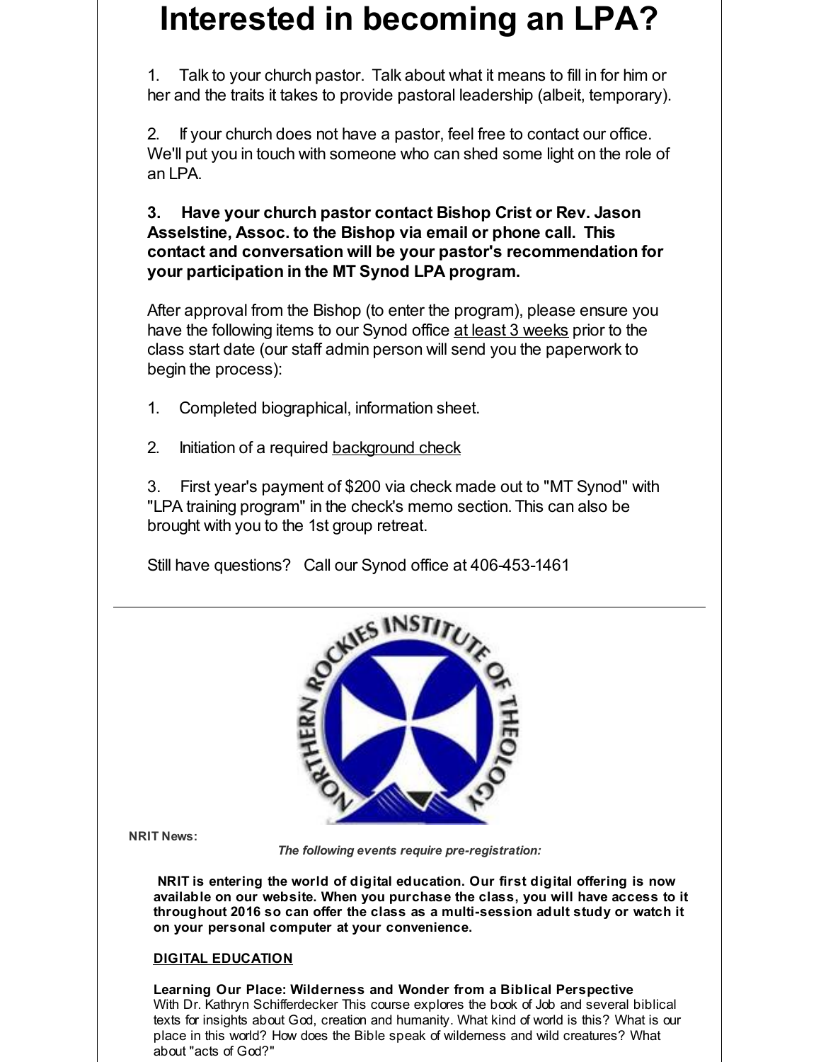# Interested in becoming an LPA?

1. Talk to your church pastor. Talk about what it means to fill in for him or her and the traits it takes to provide pastoral leadership (albeit, temporary).

2. If your church does not have a pastor, feel free to contact our office. We'll put you in touch with someone who can shed some light on the role of an LPA.

**3. Have your church pastor contact Bishop Crist or Rev. Jason Asselstine, Assoc. to the Bishop via email or phone call. This contact and conversation will be your pastor's recommendation for your participation in the MT Synod LPA program.**

After approval from the Bishop (to enter the program), please ensure you have the following items to our Synod office at least 3 weeks prior to the class start date (our staff admin person will send you the paperwork to begin the process):

1. Completed biographical, information sheet.

2. Initiation of a required background check

3. First year's payment of $200 via check made out to "MT Synod" with "LPA training program" in the check's memo section. This can also be brought with you to the 1st group retreat.

Still have questions? Call our Synod office at 406-453-1461

---

**NRIT News:**

*The following events require pre-registration:*

**NRIT is entering the world of digital education. Our first digital offering is now available on our website. When you purchase the class, you will have access to it throughout 2016 so can offer the class as a multi-session adult study or watch it on your personal computer at your convenience.**

**DIGITAL EDUCATION**

**Learning Our Place: Wilderness and Wonder from a Biblical Perspective**
With Dr. Kathryn Schifferdecker This course explores the book of Job and several biblical texts for insights about God, creation and humanity. What kind of world is this? What is our place in this world? How does the Bible speak of wilderness and wild creatures? What about "acts of God?"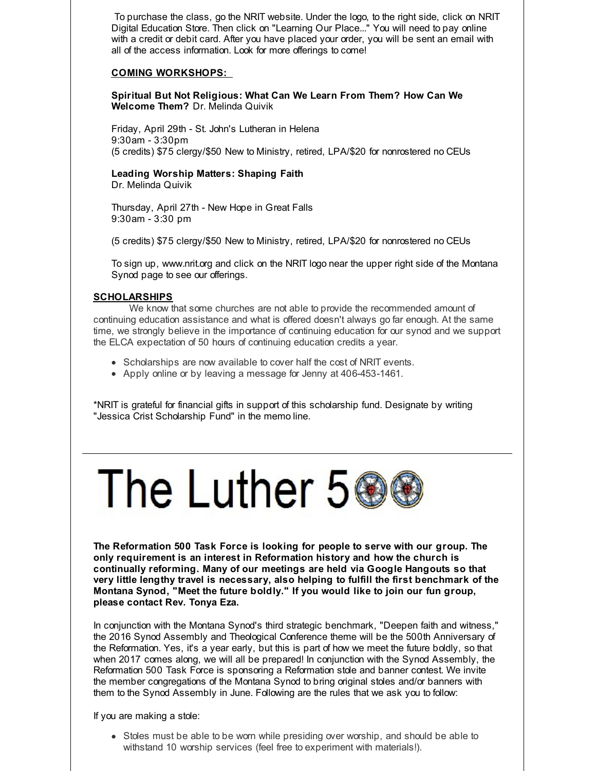To purchase the class, go the NRIT website. Under the logo, to the right side, click on NRIT Digital Education Store. Then click on "Learning Our Place..." You will need to pay online with a credit or debit card. After you have placed your order, you will be sent an email with all of the access information. Look for more offerings to come!

**COMING WORKSHOPS:**

**Spiritual But Not Religious: What Can We Learn From Them? How Can We Welcome Them?** Dr. Melinda Quivik

Friday, April 29th - St. John's Lutheran in Helena
9:30am - 3:30pm
(5 credits) $75 clergy/$50 New to Ministry, retired, LPA/$20 for nonrostered no CEUs

**Leading Worship Matters: Shaping Faith**
Dr. Melinda Quivik

Thursday, April 27th - New Hope in Great Falls
9:30am - 3:30 pm

(5 credits) $75 clergy/$50 New to Ministry, retired, LPA/$20 for nonrostered no CEUs

To sign up, www.nrit.org and click on the NRIT logo near the upper right side of the Montana Synod page to see our offerings.

**SCHOLARSHIPS**

We know that some churches are not able to provide the recommended amount of continuing education assistance and what is offered doesn't always go far enough. At the same time, we strongly believe in the importance of continuing education for our synod and we support the ELCA expectation of 50 hours of continuing education credits a year.

- Scholarships are now available to cover half the cost of NRIT events.
- Apply online or by leaving a message for Jenny at 406-453-1461.

*NRIT is grateful for financial gifts in support of this scholarship fund. Designate by writing "Jessica Crist Scholarship Fund" in the memo line.

---

# The Luther 500

**The Reformation 500 Task Force is looking for people to serve with our group. The only requirement is an interest in Reformation history and how the church is continually reforming. Many of our meetings are held via Google Hangouts so that very little lengthy travel is necessary, also helping to fulfill the first benchmark of the Montana Synod, "Meet the future boldly." If you would like to join our fun group, please contact Rev. Tonya Eza.**

In conjunction with the Montana Synod's third strategic benchmark, "Deepen faith and witness," the 2016 Synod Assembly and Theological Conference theme will be the 500th Anniversary of the Reformation. Yes, it's a year early, but this is part of how we meet the future boldly, so that when 2017 comes along, we will all be prepared! In conjunction with the Synod Assembly, the Reformation 500 Task Force is sponsoring a Reformation stole and banner contest. We invite the member congregations of the Montana Synod to bring original stoles and/or banners with them to the Synod Assembly in June. Following are the rules that we ask you to follow:

If you are making a stole:

- Stoles must be able to be worn while presiding over worship, and should be able to withstand 10 worship services (feel free to experiment with materials!).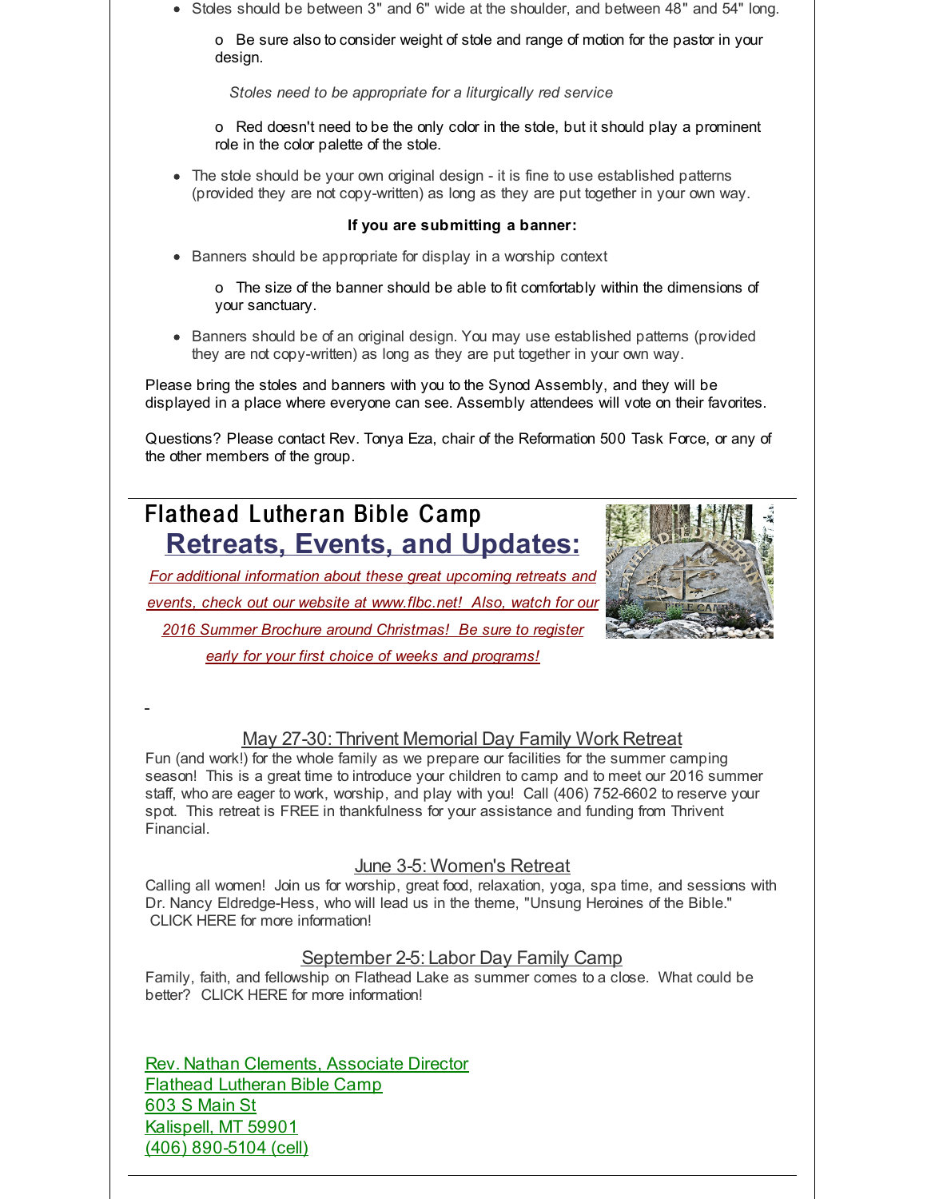- Stoles should be between 3" and 6" wide at the shoulder, and between 48" and 54" long.

  o Be sure also to consider weight of stole and range of motion for the pastor in your design.

  *Stoles need to be appropriate for a liturgically red service*

  o Red doesn't need to be the only color in the stole, but it should play a prominent role in the color palette of the stole.

- The stole should be your own original design - it is fine to use established patterns (provided they are not copy-written) as long as they are put together in your own way.

**If you are submitting a banner:**

- Banners should be appropriate for display in a worship context

  o The size of the banner should be able to fit comfortably within the dimensions of your sanctuary.

- Banners should be of an original design. You may use established patterns (provided they are not copy-written) as long as they are put together in your own way.

Please bring the stoles and banners with you to the Synod Assembly, and they will be displayed in a place where everyone can see. Assembly attendees will vote on their favorites.

Questions? Please contact Rev. Tonya Eza, chair of the Reformation 500 Task Force, or any of the other members of the group.

---

## Flathead Lutheran Bible Camp

## Retreats, Events, and Updates:

*For additional information about these great upcoming retreats and events, check out our website at www.flbc.net! Also, watch for our 2016 Summer Brochure around Christmas! Be sure to register early for your first choice of weeks and programs!*

### May 27-30: Thrivent Memorial Day Family Work Retreat

Fun (and work!) for the whole family as we prepare our facilities for the summer camping season! This is a great time to introduce your children to camp and to meet our 2016 summer staff, who are eager to work, worship, and play with you! Call (406) 752-6602 to reserve your spot. This retreat is FREE in thankfulness for your assistance and funding from Thrivent Financial.

### June 3-5: Women's Retreat

Calling all women! Join us for worship, great food, relaxation, yoga, spa time, and sessions with Dr. Nancy Eldredge-Hess, who will lead us in the theme, "Unsung Heroines of the Bible." CLICK HERE for more information!

### September 2-5: Labor Day Family Camp

Family, faith, and fellowship on Flathead Lake as summer comes to a close. What could be better? CLICK HERE for more information!

Rev. Nathan Clements, Associate Director
Flathead Lutheran Bible Camp
603 S Main St
Kalispell, MT 59901
(406) 890-5104 (cell)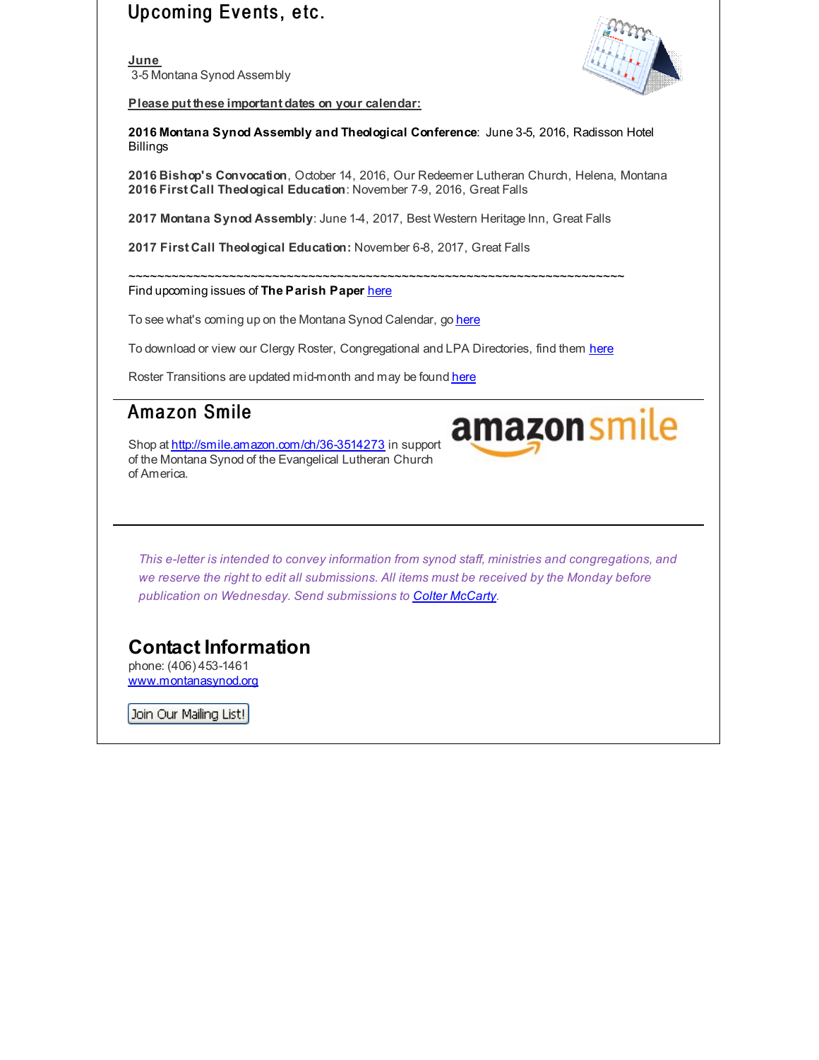## Upcoming Events, etc.

**June**
3-5 Montana Synod Assembly

**Please put these important dates on your calendar:**

**2016 Montana Synod Assembly and Theological Conference**: June 3-5, 2016, Radisson Hotel Billings

**2016 Bishop's Convocation**, October 14, 2016, Our Redeemer Lutheran Church, Helena, Montana
**2016 First Call Theological Education**: November 7-9, 2016, Great Falls

**2017 Montana Synod Assembly**: June 1-4, 2017, Best Western Heritage Inn, Great Falls

**2017 First Call Theological Education:** November 6-8, 2017, Great Falls

~~~~~~~~~~~~~~~~~~~~~~~~~~~~~~~~~~~~~~~~~~~~~~~~~~~~~~~~~~~~~~~~~~~~~~~~~~~~~~~~

Find upcoming issues of **The Parish Paper** here

To see what's coming up on the Montana Synod Calendar, go here

To download or view our Clergy Roster, Congregational and LPA Directories, find them here

Roster Transitions are updated mid-month and may be found here

---

## Amazon Smile

Shop at http://smile.amazon.com/ch/36-3514273 in support of the Montana Synod of the Evangelical Lutheran Church of America.

---

*This e-letter is intended to convey information from synod staff, ministries and congregations, and we reserve the right to edit all submissions. All items must be received by the Monday before publication on Wednesday. Send submissions to Colter McCarty.*

## Contact Information

phone: (406) 453-1461
www.montanasynod.org

Join Our Mailing List!